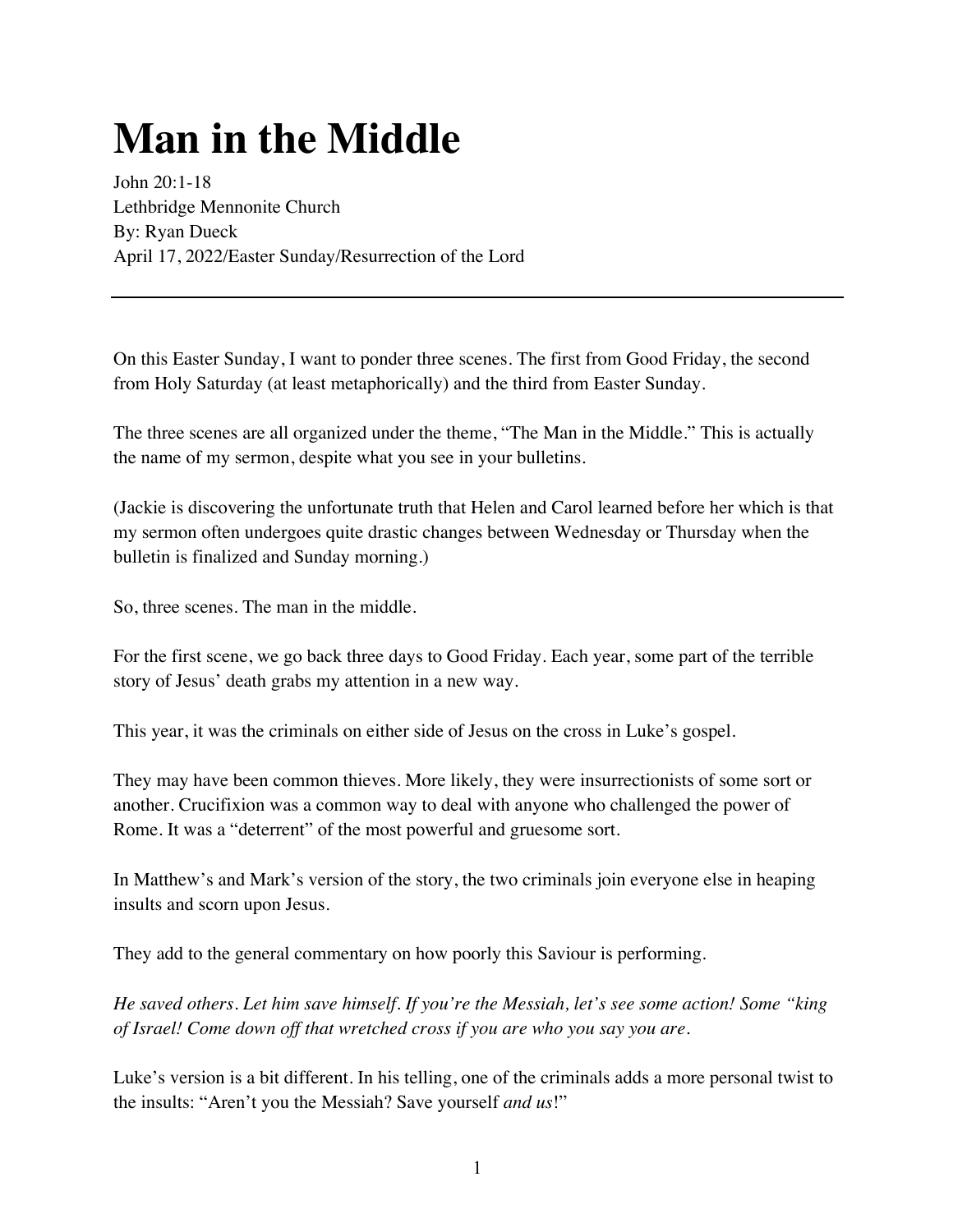# Man in the Middle

John 20:1-18
Lethbridge Mennonite Church
By: Ryan Dueck
April 17, 2022/Easter Sunday/Resurrection of the Lord

---

On this Easter Sunday, I want to ponder three scenes. The first from Good Friday, the second from Holy Saturday (at least metaphorically) and the third from Easter Sunday.

The three scenes are all organized under the theme, "The Man in the Middle." This is actually the name of my sermon, despite what you see in your bulletins.

(Jackie is discovering the unfortunate truth that Helen and Carol learned before her which is that my sermon often undergoes quite drastic changes between Wednesday or Thursday when the bulletin is finalized and Sunday morning.)

So, three scenes. The man in the middle.

For the first scene, we go back three days to Good Friday. Each year, some part of the terrible story of Jesus' death grabs my attention in a new way.

This year, it was the criminals on either side of Jesus on the cross in Luke's gospel.

They may have been common thieves. More likely, they were insurrectionists of some sort or another. Crucifixion was a common way to deal with anyone who challenged the power of Rome. It was a "deterrent" of the most powerful and gruesome sort.

In Matthew's and Mark's version of the story, the two criminals join everyone else in heaping insults and scorn upon Jesus.

They add to the general commentary on how poorly this Saviour is performing.

*He saved others. Let him save himself. If you're the Messiah, let's see some action! Some "king of Israel! Come down off that wretched cross if you are who you say you are.*

Luke's version is a bit different. In his telling, one of the criminals adds a more personal twist to the insults: "Aren't you the Messiah? Save yourself *and us*!"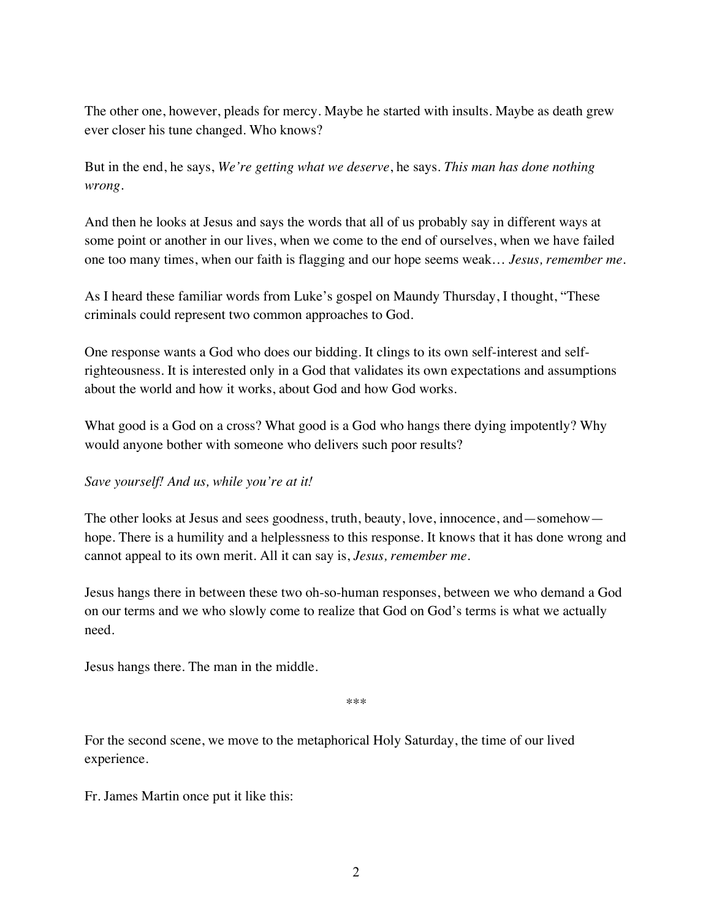The other one, however, pleads for mercy. Maybe he started with insults. Maybe as death grew ever closer his tune changed. Who knows?

But in the end, he says, *We're getting what we deserve*, he says. *This man has done nothing wrong*.

And then he looks at Jesus and says the words that all of us probably say in different ways at some point or another in our lives, when we come to the end of ourselves, when we have failed one too many times, when our faith is flagging and our hope seems weak… *Jesus, remember me*.

As I heard these familiar words from Luke's gospel on Maundy Thursday, I thought, "These criminals could represent two common approaches to God.

One response wants a God who does our bidding. It clings to its own self-interest and self-righteousness. It is interested only in a God that validates its own expectations and assumptions about the world and how it works, about God and how God works.

What good is a God on a cross? What good is a God who hangs there dying impotently? Why would anyone bother with someone who delivers such poor results?

*Save yourself! And us, while you're at it!*

The other looks at Jesus and sees goodness, truth, beauty, love, innocence, and—somehow—hope. There is a humility and a helplessness to this response. It knows that it has done wrong and cannot appeal to its own merit. All it can say is, *Jesus, remember me*.

Jesus hangs there in between these two oh-so-human responses, between we who demand a God on our terms and we who slowly come to realize that God on God's terms is what we actually need.

Jesus hangs there. The man in the middle.

***

For the second scene, we move to the metaphorical Holy Saturday, the time of our lived experience.

Fr. James Martin once put it like this: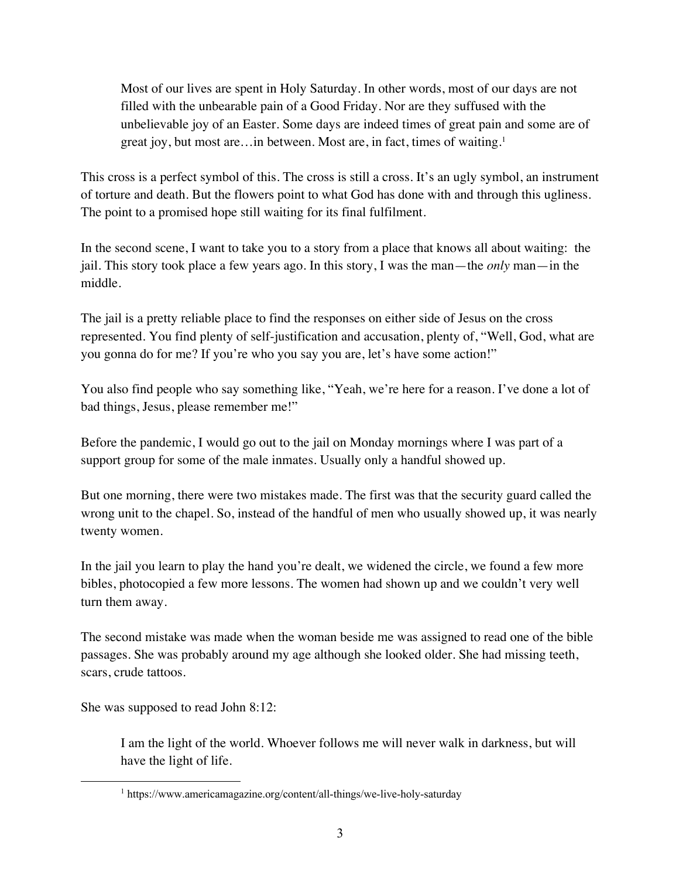> Most of our lives are spent in Holy Saturday. In other words, most of our days are not filled with the unbearable pain of a Good Friday. Nor are they suffused with the unbelievable joy of an Easter. Some days are indeed times of great pain and some are of great joy, but most are…in between. Most are, in fact, times of waiting.[1]

This cross is a perfect symbol of this. The cross is still a cross. It's an ugly symbol, an instrument of torture and death. But the flowers point to what God has done with and through this ugliness. The point to a promised hope still waiting for its final fulfilment.

In the second scene, I want to take you to a story from a place that knows all about waiting: the jail. This story took place a few years ago. In this story, I was the man—the *only* man—in the middle.

The jail is a pretty reliable place to find the responses on either side of Jesus on the cross represented. You find plenty of self-justification and accusation, plenty of, "Well, God, what are you gonna do for me? If you're who you say you are, let's have some action!"

You also find people who say something like, "Yeah, we're here for a reason. I've done a lot of bad things, Jesus, please remember me!"

Before the pandemic, I would go out to the jail on Monday mornings where I was part of a support group for some of the male inmates. Usually only a handful showed up.

But one morning, there were two mistakes made. The first was that the security guard called the wrong unit to the chapel. So, instead of the handful of men who usually showed up, it was nearly twenty women.

In the jail you learn to play the hand you're dealt, we widened the circle, we found a few more bibles, photocopied a few more lessons. The women had shown up and we couldn't very well turn them away.

The second mistake was made when the woman beside me was assigned to read one of the bible passages. She was probably around my age although she looked older. She had missing teeth, scars, crude tattoos.

She was supposed to read John 8:12:

> I am the light of the world. Whoever follows me will never walk in darkness, but will have the light of life.

[1] https://www.americamagazine.org/content/all-things/we-live-holy-saturday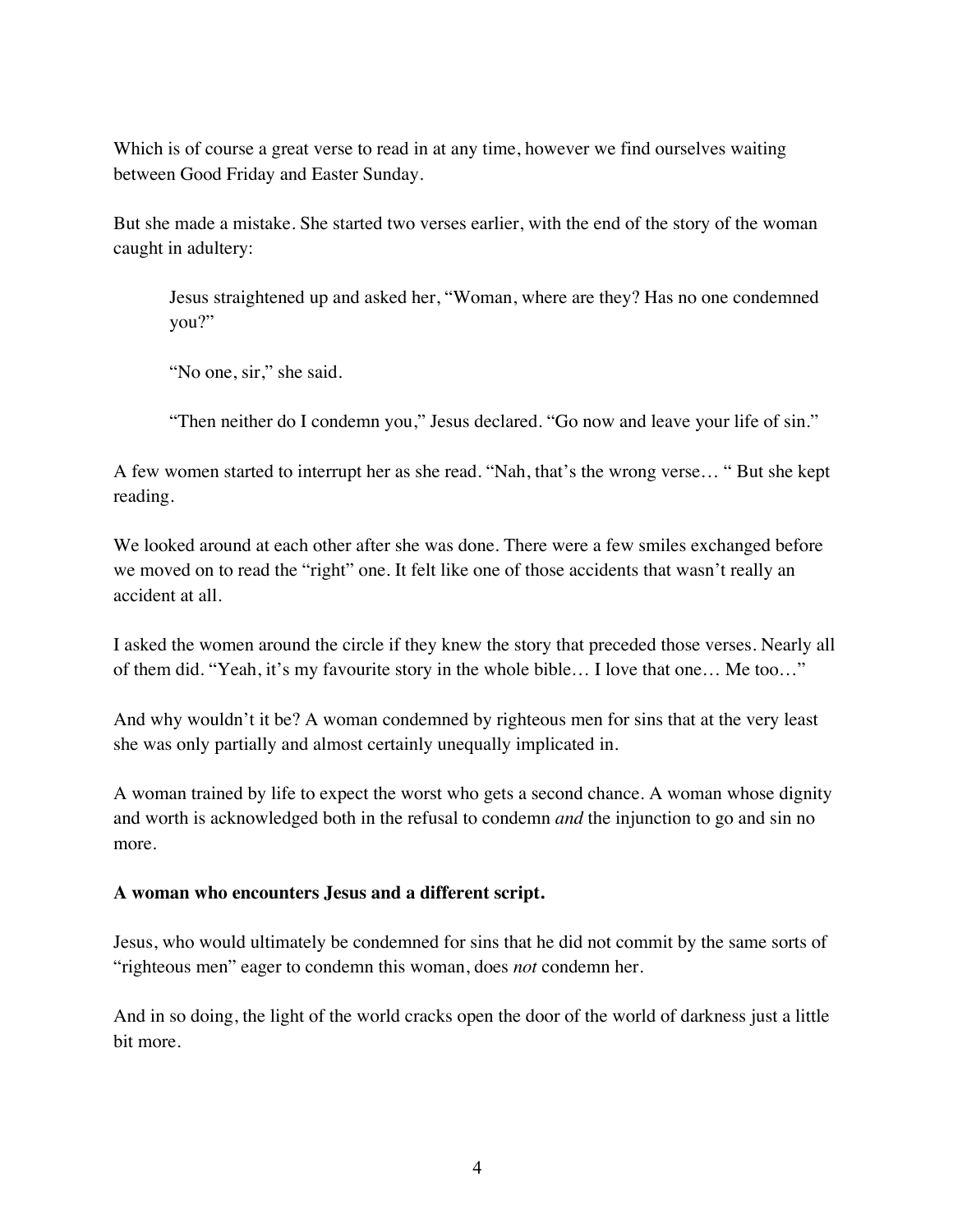Which is of course a great verse to read in at any time, however we find ourselves waiting between Good Friday and Easter Sunday.

But she made a mistake. She started two verses earlier, with the end of the story of the woman caught in adultery:

> Jesus straightened up and asked her, "Woman, where are they? Has no one condemned you?"
>
> "No one, sir," she said.
>
> "Then neither do I condemn you," Jesus declared. "Go now and leave your life of sin."

A few women started to interrupt her as she read. "Nah, that's the wrong verse… " But she kept reading.

We looked around at each other after she was done. There were a few smiles exchanged before we moved on to read the "right" one. It felt like one of those accidents that wasn't really an accident at all.

I asked the women around the circle if they knew the story that preceded those verses. Nearly all of them did. "Yeah, it's my favourite story in the whole bible… I love that one… Me too…"

And why wouldn't it be? A woman condemned by righteous men for sins that at the very least she was only partially and almost certainly unequally implicated in.

A woman trained by life to expect the worst who gets a second chance. A woman whose dignity and worth is acknowledged both in the refusal to condemn *and* the injunction to go and sin no more.

**A woman who encounters Jesus and a different script.**

Jesus, who would ultimately be condemned for sins that he did not commit by the same sorts of "righteous men" eager to condemn this woman, does *not* condemn her.

And in so doing, the light of the world cracks open the door of the world of darkness just a little bit more.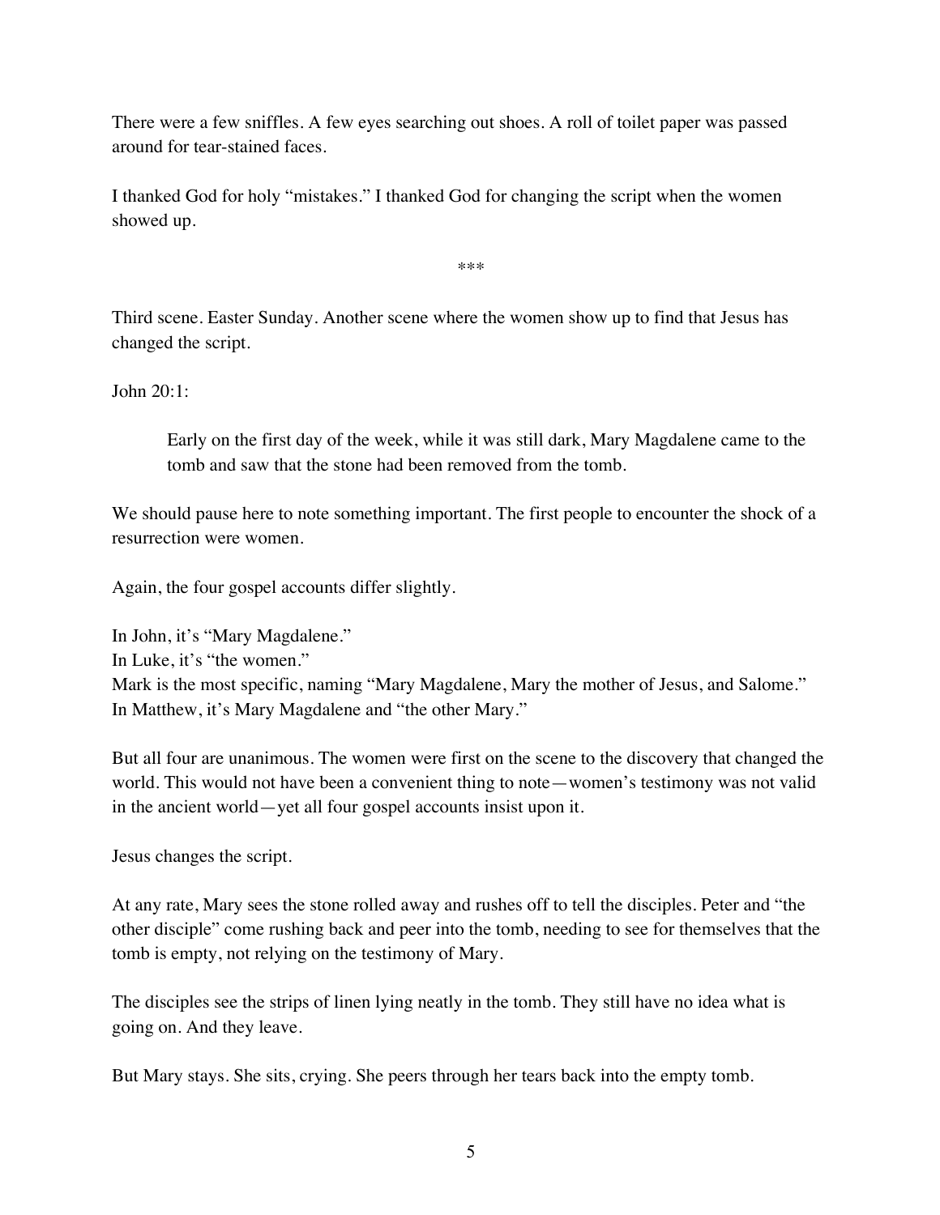There were a few sniffles. A few eyes searching out shoes. A roll of toilet paper was passed around for tear-stained faces.

I thanked God for holy "mistakes." I thanked God for changing the script when the women showed up.

\*\*\*

Third scene. Easter Sunday. Another scene where the women show up to find that Jesus has changed the script.

John 20:1:

> Early on the first day of the week, while it was still dark, Mary Magdalene came to the tomb and saw that the stone had been removed from the tomb.

We should pause here to note something important. The first people to encounter the shock of a resurrection were women.

Again, the four gospel accounts differ slightly.

In John, it's "Mary Magdalene."
In Luke, it's "the women."
Mark is the most specific, naming "Mary Magdalene, Mary the mother of Jesus, and Salome."
In Matthew, it's Mary Magdalene and "the other Mary."

But all four are unanimous. The women were first on the scene to the discovery that changed the world. This would not have been a convenient thing to note—women's testimony was not valid in the ancient world—yet all four gospel accounts insist upon it.

Jesus changes the script.

At any rate, Mary sees the stone rolled away and rushes off to tell the disciples. Peter and "the other disciple" come rushing back and peer into the tomb, needing to see for themselves that the tomb is empty, not relying on the testimony of Mary.

The disciples see the strips of linen lying neatly in the tomb. They still have no idea what is going on. And they leave.

But Mary stays. She sits, crying. She peers through her tears back into the empty tomb.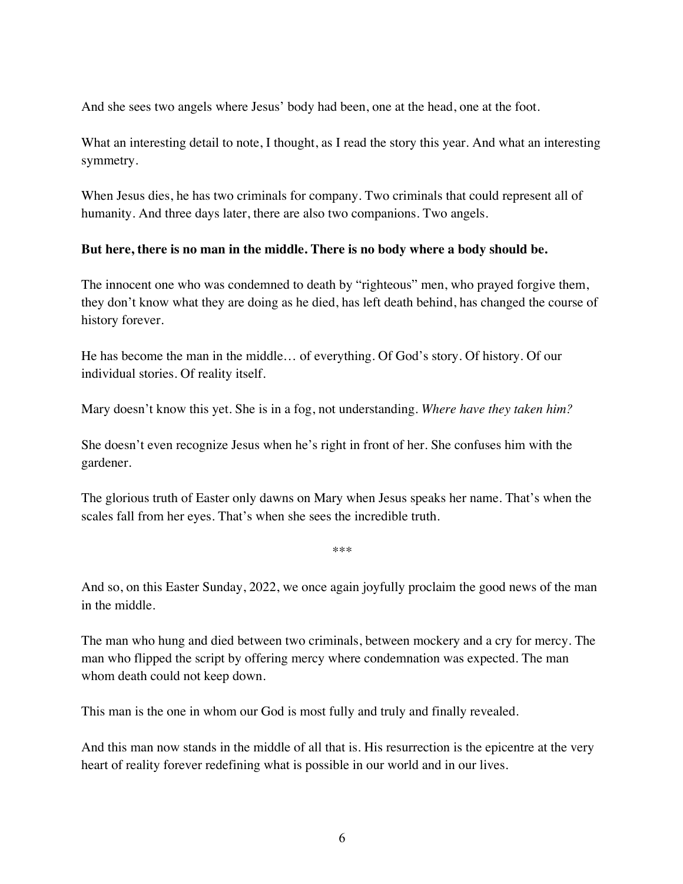And she sees two angels where Jesus' body had been, one at the head, one at the foot.

What an interesting detail to note, I thought, as I read the story this year. And what an interesting symmetry.

When Jesus dies, he has two criminals for company. Two criminals that could represent all of humanity. And three days later, there are also two companions. Two angels.

**But here, there is no man in the middle. There is no body where a body should be.**

The innocent one who was condemned to death by "righteous" men, who prayed forgive them, they don't know what they are doing as he died, has left death behind, has changed the course of history forever.

He has become the man in the middle… of everything. Of God's story. Of history. Of our individual stories. Of reality itself.

Mary doesn't know this yet. She is in a fog, not understanding. *Where have they taken him?*

She doesn't even recognize Jesus when he's right in front of her. She confuses him with the gardener.

The glorious truth of Easter only dawns on Mary when Jesus speaks her name. That's when the scales fall from her eyes. That's when she sees the incredible truth.

***

And so, on this Easter Sunday, 2022, we once again joyfully proclaim the good news of the man in the middle.

The man who hung and died between two criminals, between mockery and a cry for mercy. The man who flipped the script by offering mercy where condemnation was expected. The man whom death could not keep down.

This man is the one in whom our God is most fully and truly and finally revealed.

And this man now stands in the middle of all that is. His resurrection is the epicentre at the very heart of reality forever redefining what is possible in our world and in our lives.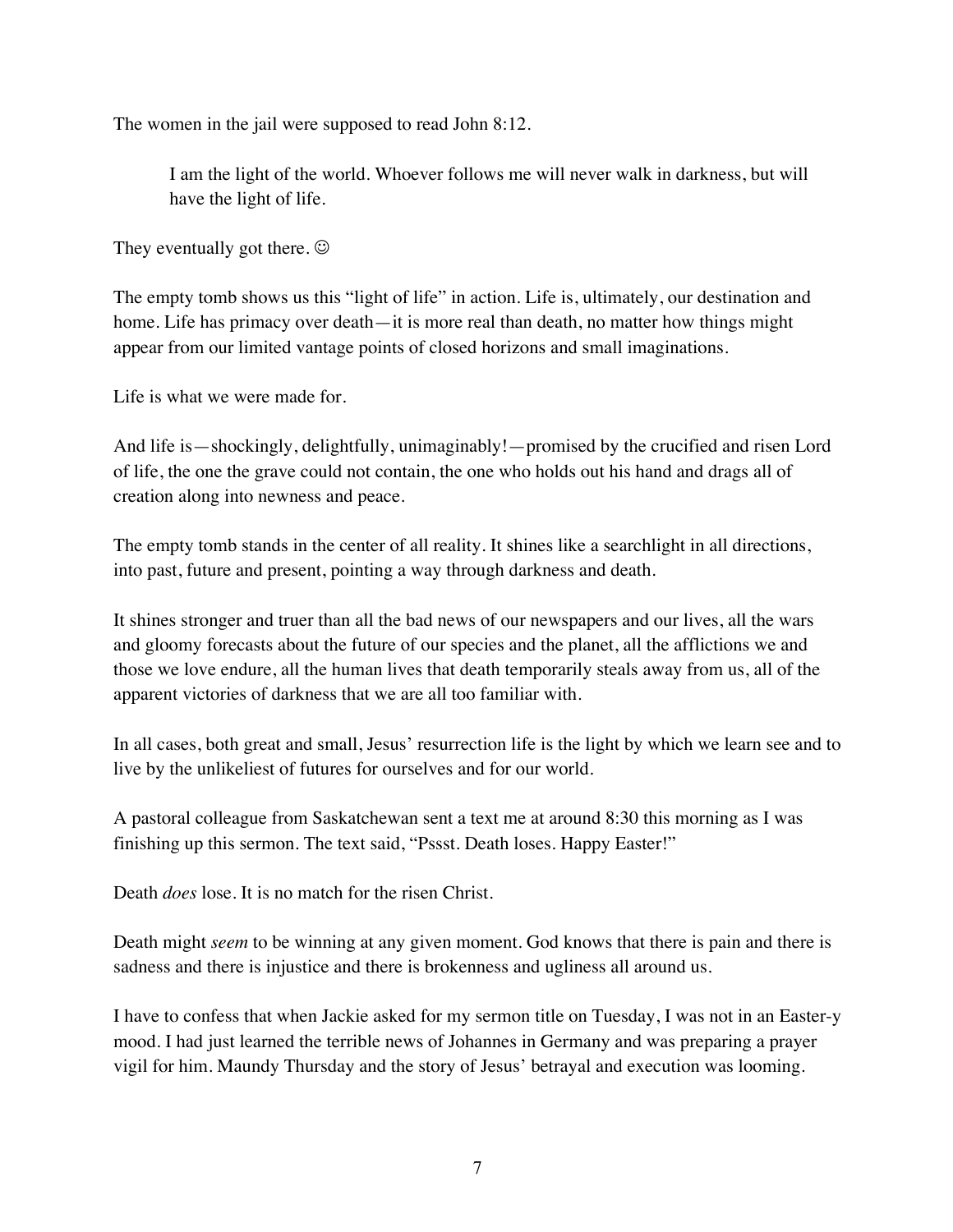The women in the jail were supposed to read John 8:12.

> I am the light of the world. Whoever follows me will never walk in darkness, but will have the light of life.

They eventually got there. ☺

The empty tomb shows us this "light of life" in action. Life is, ultimately, our destination and home. Life has primacy over death—it is more real than death, no matter how things might appear from our limited vantage points of closed horizons and small imaginations.

Life is what we were made for.

And life is—shockingly, delightfully, unimaginably!—promised by the crucified and risen Lord of life, the one the grave could not contain, the one who holds out his hand and drags all of creation along into newness and peace.

The empty tomb stands in the center of all reality. It shines like a searchlight in all directions, into past, future and present, pointing a way through darkness and death.

It shines stronger and truer than all the bad news of our newspapers and our lives, all the wars and gloomy forecasts about the future of our species and the planet, all the afflictions we and those we love endure, all the human lives that death temporarily steals away from us, all of the apparent victories of darkness that we are all too familiar with.

In all cases, both great and small, Jesus' resurrection life is the light by which we learn see and to live by the unlikeliest of futures for ourselves and for our world.

A pastoral colleague from Saskatchewan sent a text me at around 8:30 this morning as I was finishing up this sermon. The text said, "Pssst. Death loses. Happy Easter!"

Death *does* lose. It is no match for the risen Christ.

Death might *seem* to be winning at any given moment. God knows that there is pain and there is sadness and there is injustice and there is brokenness and ugliness all around us.

I have to confess that when Jackie asked for my sermon title on Tuesday, I was not in an Easter-y mood. I had just learned the terrible news of Johannes in Germany and was preparing a prayer vigil for him. Maundy Thursday and the story of Jesus' betrayal and execution was looming.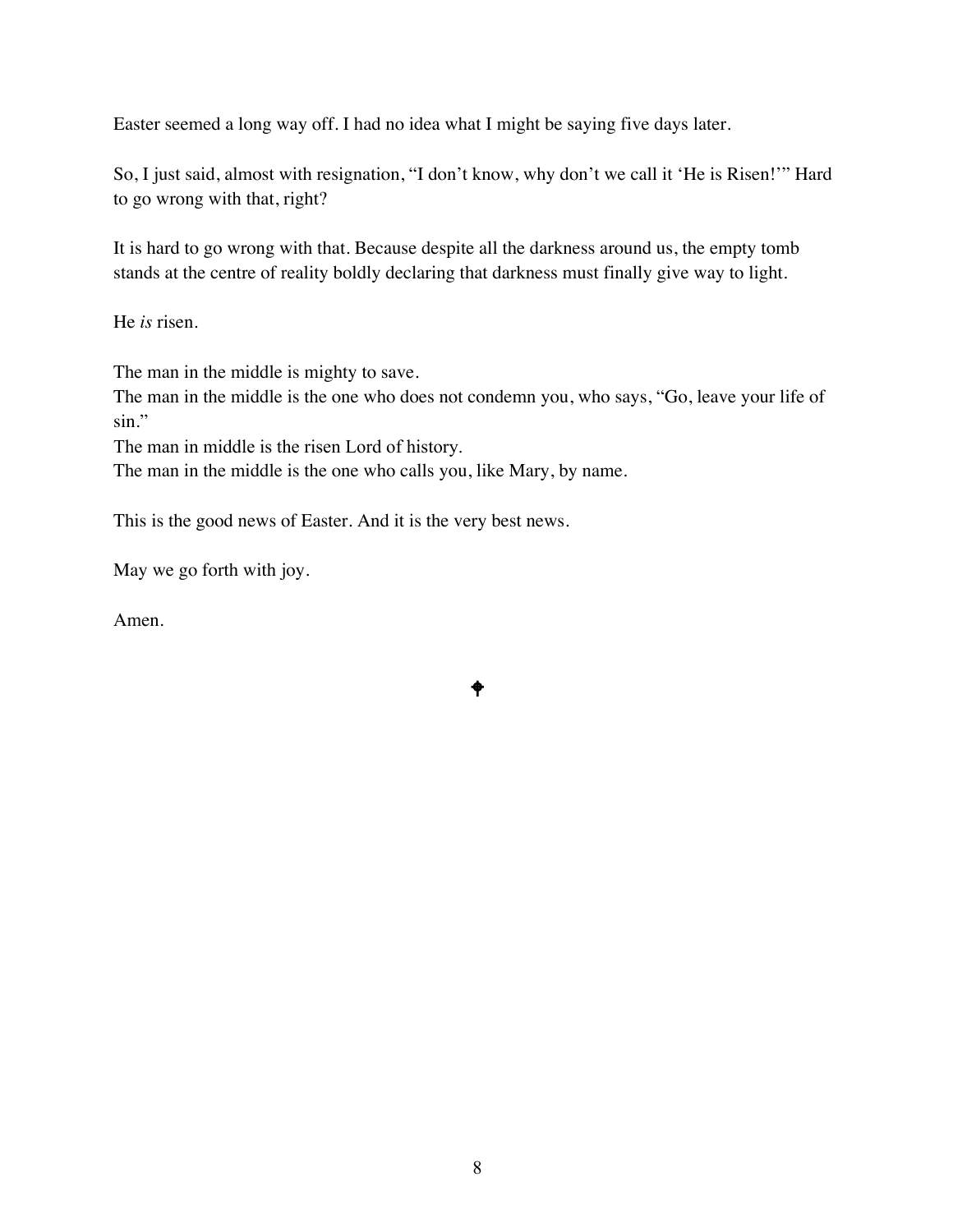Easter seemed a long way off. I had no idea what I might be saying five days later.

So, I just said, almost with resignation, "I don't know, why don't we call it 'He is Risen!'" Hard to go wrong with that, right?

It is hard to go wrong with that. Because despite all the darkness around us, the empty tomb stands at the centre of reality boldly declaring that darkness must finally give way to light.

He *is* risen.

The man in the middle is mighty to save.  
The man in the middle is the one who does not condemn you, who says, "Go, leave your life of sin."  
The man in middle is the risen Lord of history.  
The man in the middle is the one who calls you, like Mary, by name.

This is the good news of Easter. And it is the very best news.

May we go forth with joy.

Amen.

✠